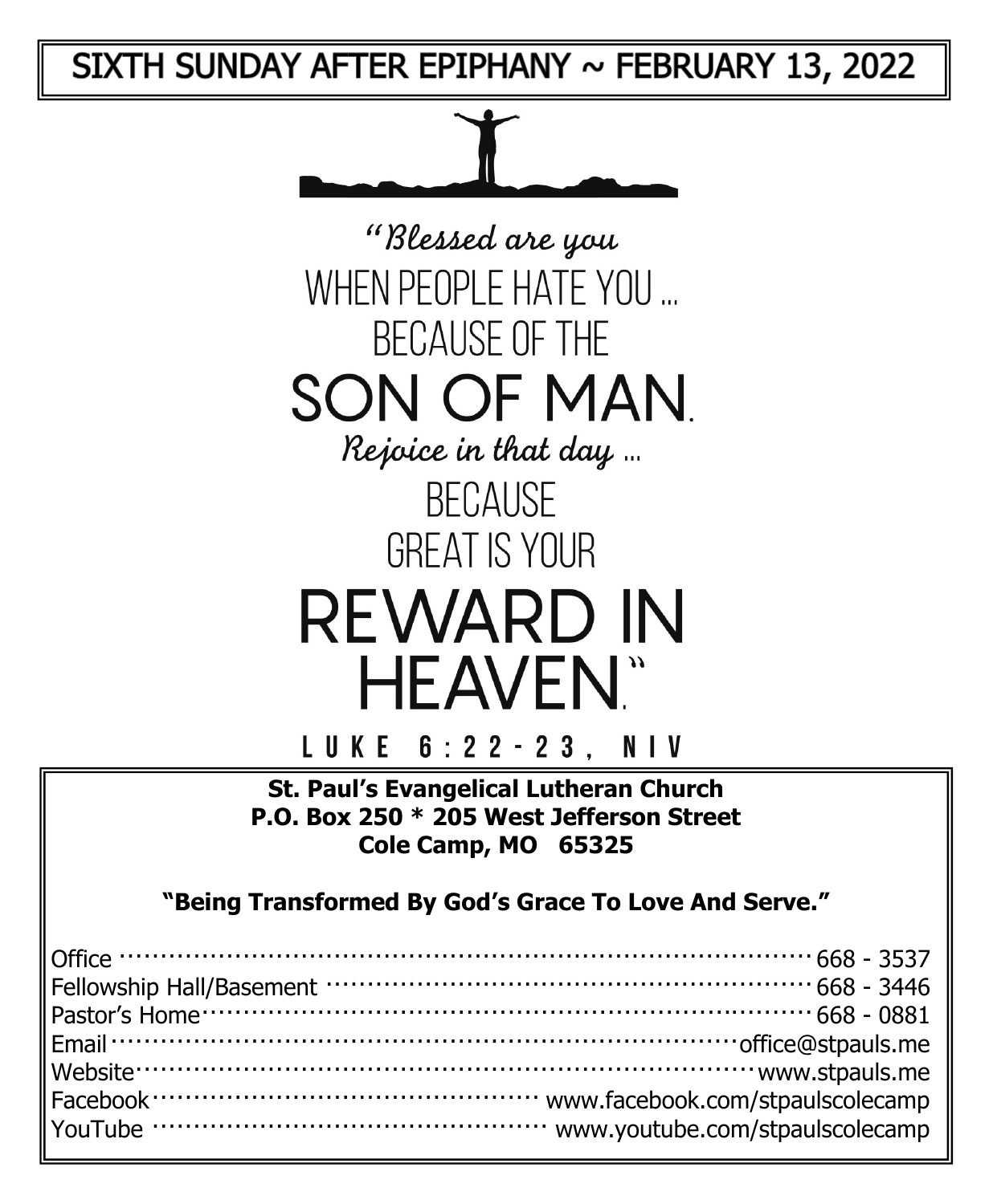# SIXTH SUNDAY AFTER EPIPHANY ~ FEBRUARY 13, 2022

*"Blessed are you*
WHEN PEOPLE HATE YOU ...
BECAUSE OF THE
**SON OF MAN.**
*Rejoice in that day ...*
BECAUSE
GREAT IS YOUR
**REWARD IN HEAVEN."**

LUKE 6:22-23, NIV

**St. Paul's Evangelical Lutheran Church**
**P.O. Box 250 * 205 West Jefferson Street**
**Cole Camp, MO 65325**

**"Being Transformed By God's Grace To Love And Serve."**

| | |
|---|---|
| Office | 668 - 3537 |
| Fellowship Hall/Basement | 668 - 3446 |
| Pastor's Home | 668 - 0881 |
| Email | office@stpauls.me |
| Website | www.stpauls.me |
| Facebook | www.facebook.com/stpaulscolecamp |
| YouTube | www.youtube.com/stpaulscolecamp |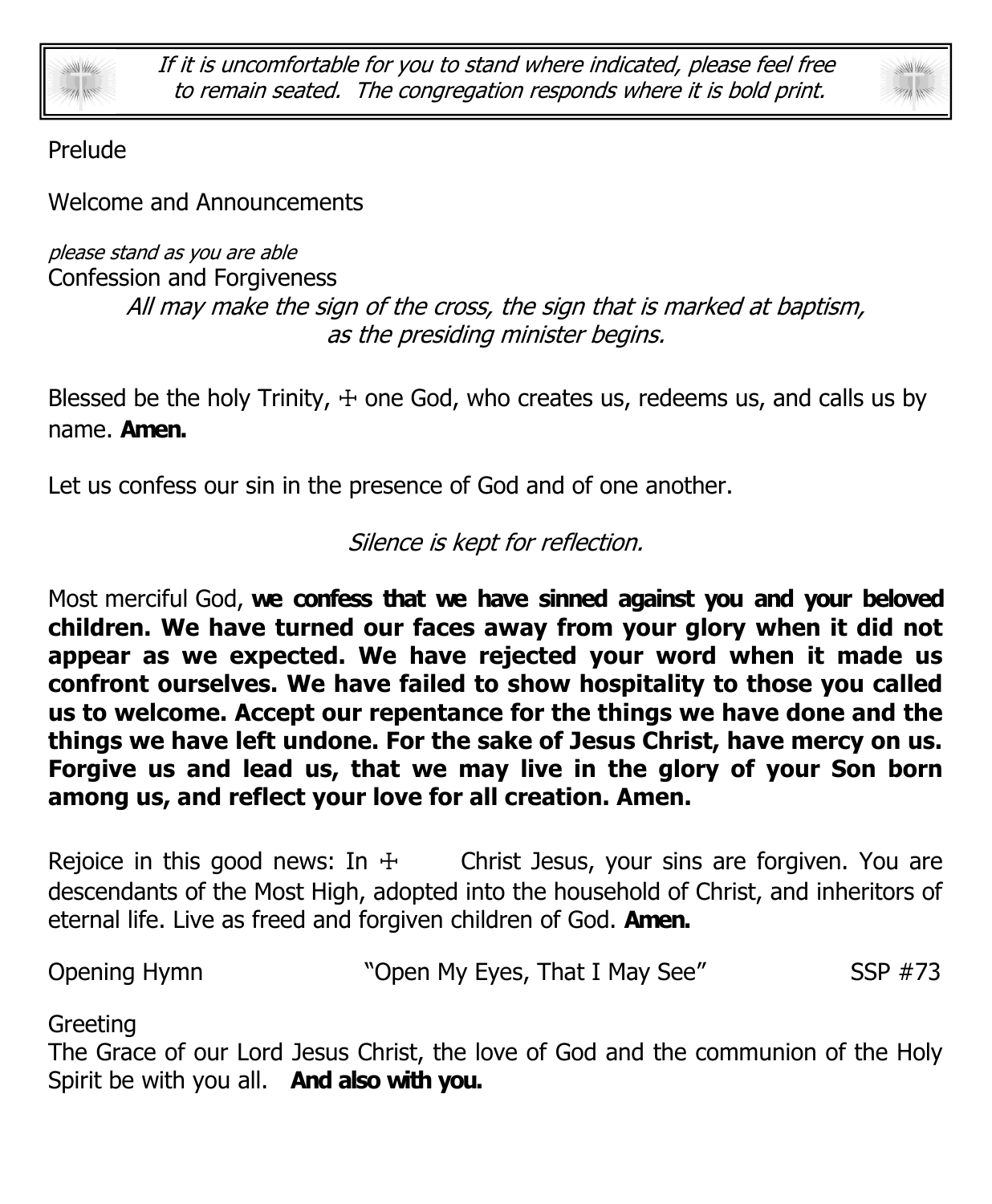*If it is uncomfortable for you to stand where indicated, please feel free to remain seated. The congregation responds where it is bold print.*

Prelude

Welcome and Announcements

*please stand as you are able*

Confession and Forgiveness

*All may make the sign of the cross, the sign that is marked at baptism, as the presiding minister begins.*

Blessed be the holy Trinity, ☩ one God, who creates us, redeems us, and calls us by name. **Amen.**

Let us confess our sin in the presence of God and of one another.

*Silence is kept for reflection.*

Most merciful God, **we confess that we have sinned against you and your beloved children. We have turned our faces away from your glory when it did not appear as we expected. We have rejected your word when it made us confront ourselves. We have failed to show hospitality to those you called us to welcome. Accept our repentance for the things we have done and the things we have left undone. For the sake of Jesus Christ, have mercy on us. Forgive us and lead us, that we may live in the glory of your Son born among us, and reflect your love for all creation. Amen.**

Rejoice in this good news: In ☩ Christ Jesus, your sins are forgiven. You are descendants of the Most High, adopted into the household of Christ, and inheritors of eternal life. Live as freed and forgiven children of God. **Amen.**

Opening Hymn "Open My Eyes, That I May See" SSP #73

Greeting

The Grace of our Lord Jesus Christ, the love of God and the communion of the Holy Spirit be with you all. **And also with you.**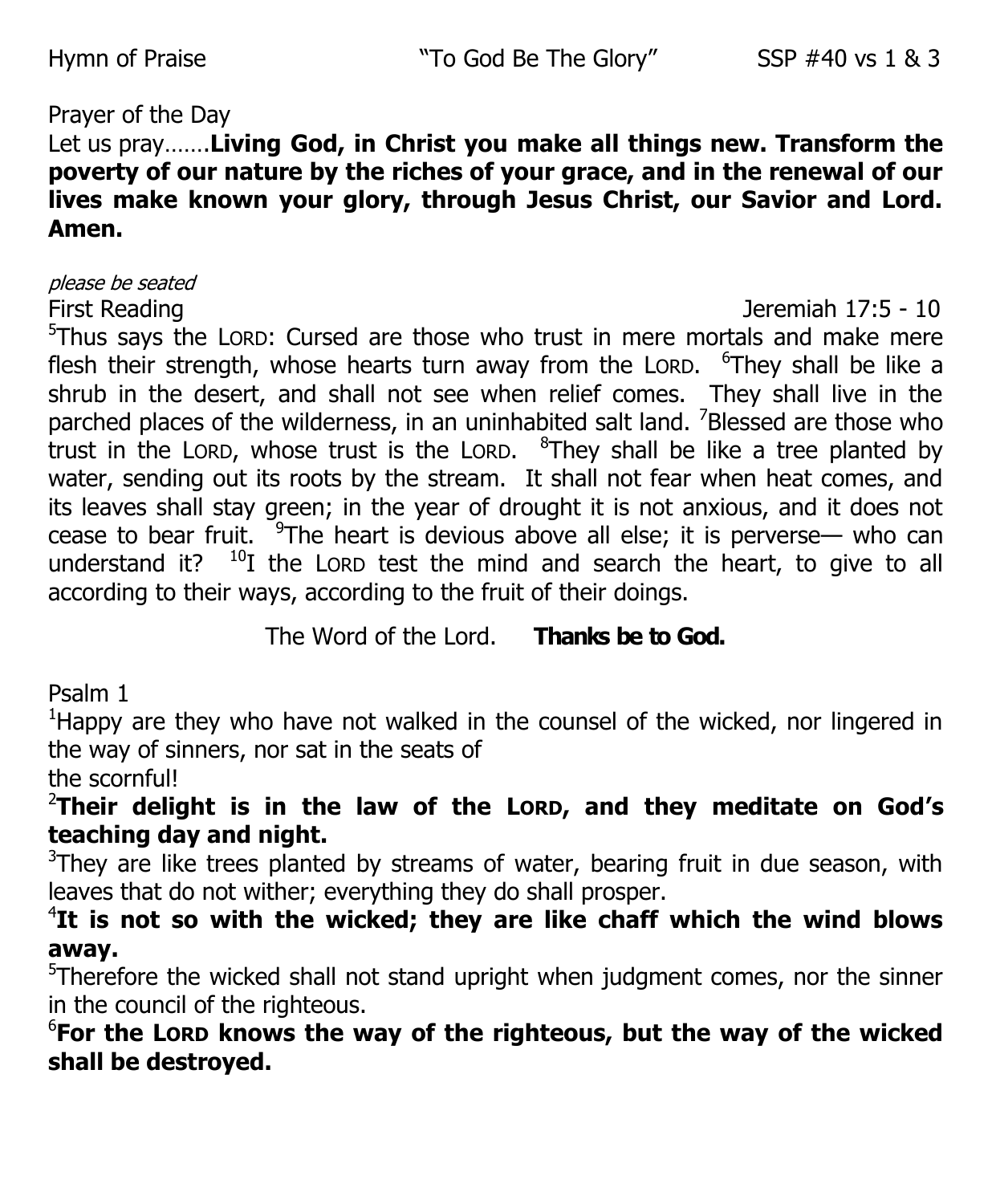Hymn of Praise "To God Be The Glory" SSP #40 vs 1 & 3

Prayer of the Day

Let us pray…….**Living God, in Christ you make all things new. Transform the poverty of our nature by the riches of your grace, and in the renewal of our lives make known your glory, through Jesus Christ, our Savior and Lord. Amen.**

*please be seated*

First Reading Jeremiah 17:5 - 10

[5]Thus says the LORD: Cursed are those who trust in mere mortals and make mere flesh their strength, whose hearts turn away from the LORD. [6]They shall be like a shrub in the desert, and shall not see when relief comes. They shall live in the parched places of the wilderness, in an uninhabited salt land. [7]Blessed are those who trust in the LORD, whose trust is the LORD. [8]They shall be like a tree planted by water, sending out its roots by the stream. It shall not fear when heat comes, and its leaves shall stay green; in the year of drought it is not anxious, and it does not cease to bear fruit. [9]The heart is devious above all else; it is perverse— who can understand it? [10]I the LORD test the mind and search the heart, to give to all according to their ways, according to the fruit of their doings.

The Word of the Lord. **Thanks be to God.**

Psalm 1

[1]Happy are they who have not walked in the counsel of the wicked, nor lingered in the way of sinners, nor sat in the seats of the scornful!

[2]**Their delight is in the law of the LORD, and they meditate on God's teaching day and night.**

[3]They are like trees planted by streams of water, bearing fruit in due season, with leaves that do not wither; everything they do shall prosper.

[4]**It is not so with the wicked; they are like chaff which the wind blows away.**

[5]Therefore the wicked shall not stand upright when judgment comes, nor the sinner in the council of the righteous.

[6]**For the LORD knows the way of the righteous, but the way of the wicked shall be destroyed.**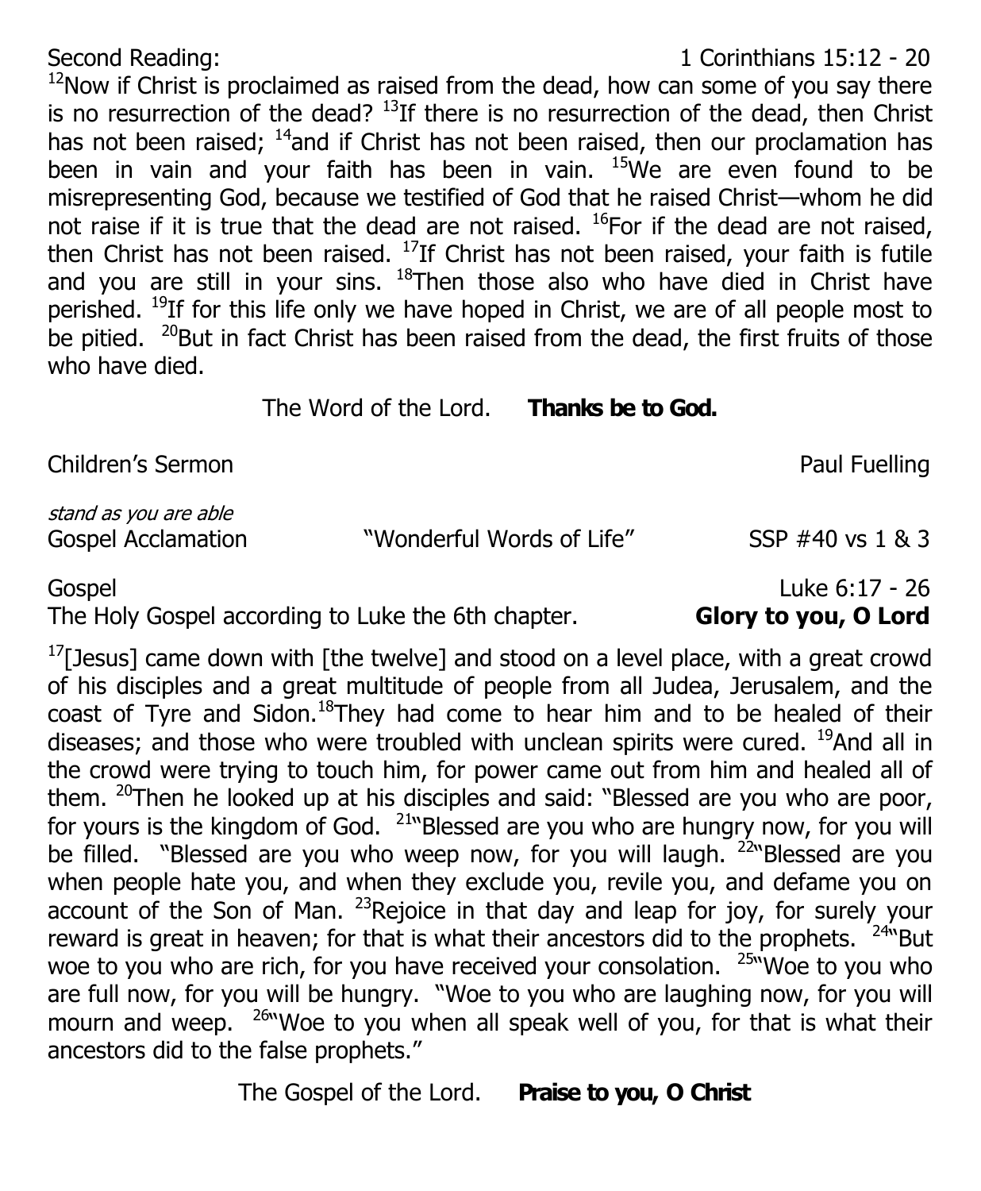Second Reading: 1 Corinthians 15:12 - 20

[12]Now if Christ is proclaimed as raised from the dead, how can some of you say there is no resurrection of the dead? [13]If there is no resurrection of the dead, then Christ has not been raised; [14]and if Christ has not been raised, then our proclamation has been in vain and your faith has been in vain. [15]We are even found to be misrepresenting God, because we testified of God that he raised Christ—whom he did not raise if it is true that the dead are not raised. [16]For if the dead are not raised, then Christ has not been raised. [17]If Christ has not been raised, your faith is futile and you are still in your sins. [18]Then those also who have died in Christ have perished. [19]If for this life only we have hoped in Christ, we are of all people most to be pitied. [20]But in fact Christ has been raised from the dead, the first fruits of those who have died.

The Word of the Lord. **Thanks be to God.**

Children's Sermon Paul Fuelling

*stand as you are able*

Gospel Acclamation "Wonderful Words of Life" SSP #40 vs 1 & 3

Gospel Luke 6:17 - 26

The Holy Gospel according to Luke the 6th chapter. **Glory to you, O Lord**

[17][Jesus] came down with [the twelve] and stood on a level place, with a great crowd of his disciples and a great multitude of people from all Judea, Jerusalem, and the coast of Tyre and Sidon.[18]They had come to hear him and to be healed of their diseases; and those who were troubled with unclean spirits were cured. [19]And all in the crowd were trying to touch him, for power came out from him and healed all of them. [20]Then he looked up at his disciples and said: "Blessed are you who are poor, for yours is the kingdom of God. [21]"Blessed are you who are hungry now, for you will be filled. "Blessed are you who weep now, for you will laugh. [22]"Blessed are you when people hate you, and when they exclude you, revile you, and defame you on account of the Son of Man. [23]Rejoice in that day and leap for joy, for surely your reward is great in heaven; for that is what their ancestors did to the prophets. [24]"But woe to you who are rich, for you have received your consolation. [25]"Woe to you who are full now, for you will be hungry. "Woe to you who are laughing now, for you will mourn and weep. [26]"Woe to you when all speak well of you, for that is what their ancestors did to the false prophets."

The Gospel of the Lord. **Praise to you, O Christ**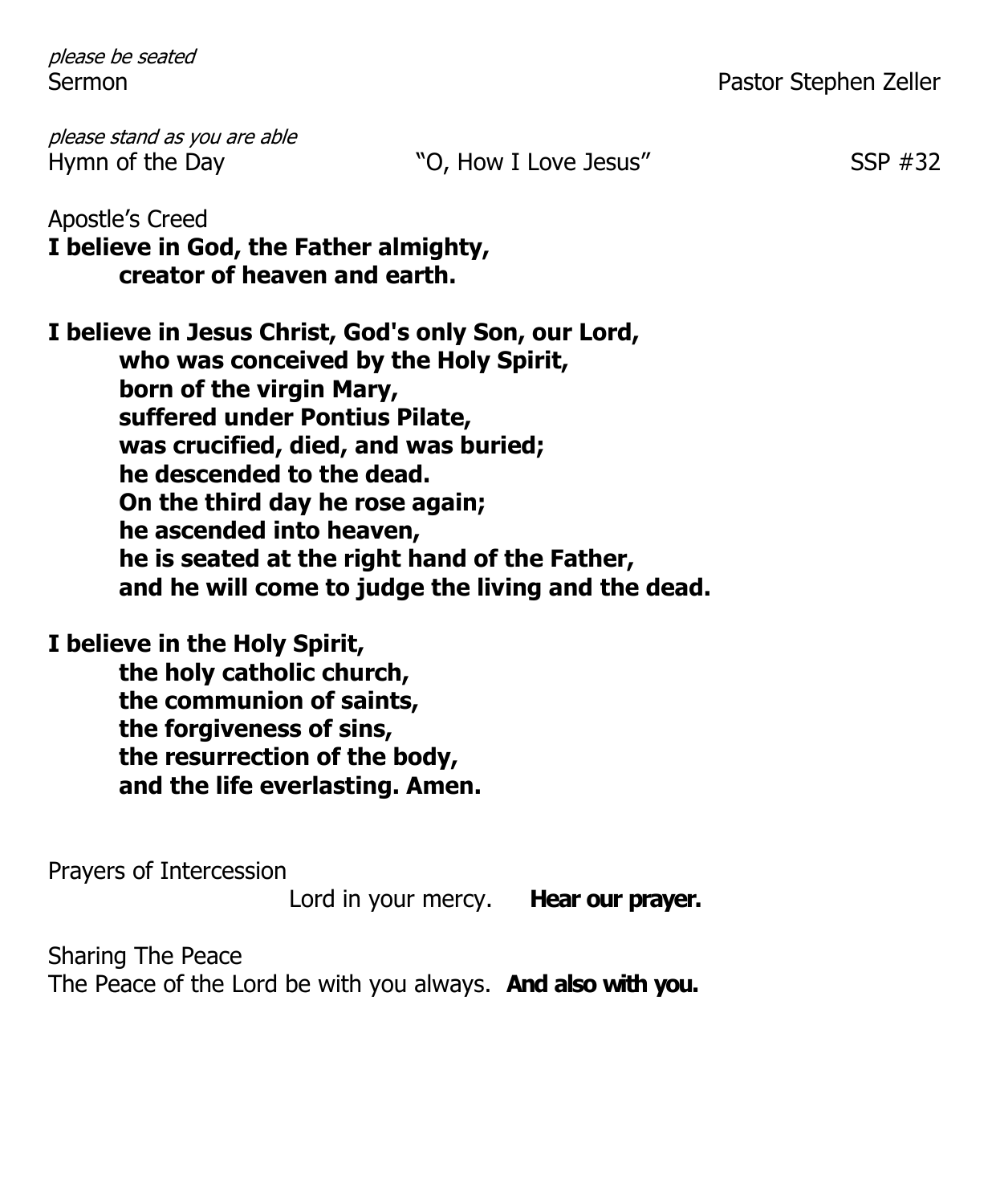*please be seated*
Sermon Pastor Stephen Zeller

*please stand as you are able*
Hymn of the Day "O, How I Love Jesus" SSP #32

Apostle's Creed
**I believe in God, the Father almighty,**
**creator of heaven and earth.**

**I believe in Jesus Christ, God's only Son, our Lord,**
**who was conceived by the Holy Spirit,**
**born of the virgin Mary,**
**suffered under Pontius Pilate,**
**was crucified, died, and was buried;**
**he descended to the dead.**
**On the third day he rose again;**
**he ascended into heaven,**
**he is seated at the right hand of the Father,**
**and he will come to judge the living and the dead.**

**I believe in the Holy Spirit,**
**the holy catholic church,**
**the communion of saints,**
**the forgiveness of sins,**
**the resurrection of the body,**
**and the life everlasting. Amen.**

Prayers of Intercession
Lord in your mercy. **Hear our prayer.**

Sharing The Peace
The Peace of the Lord be with you always. **And also with you.**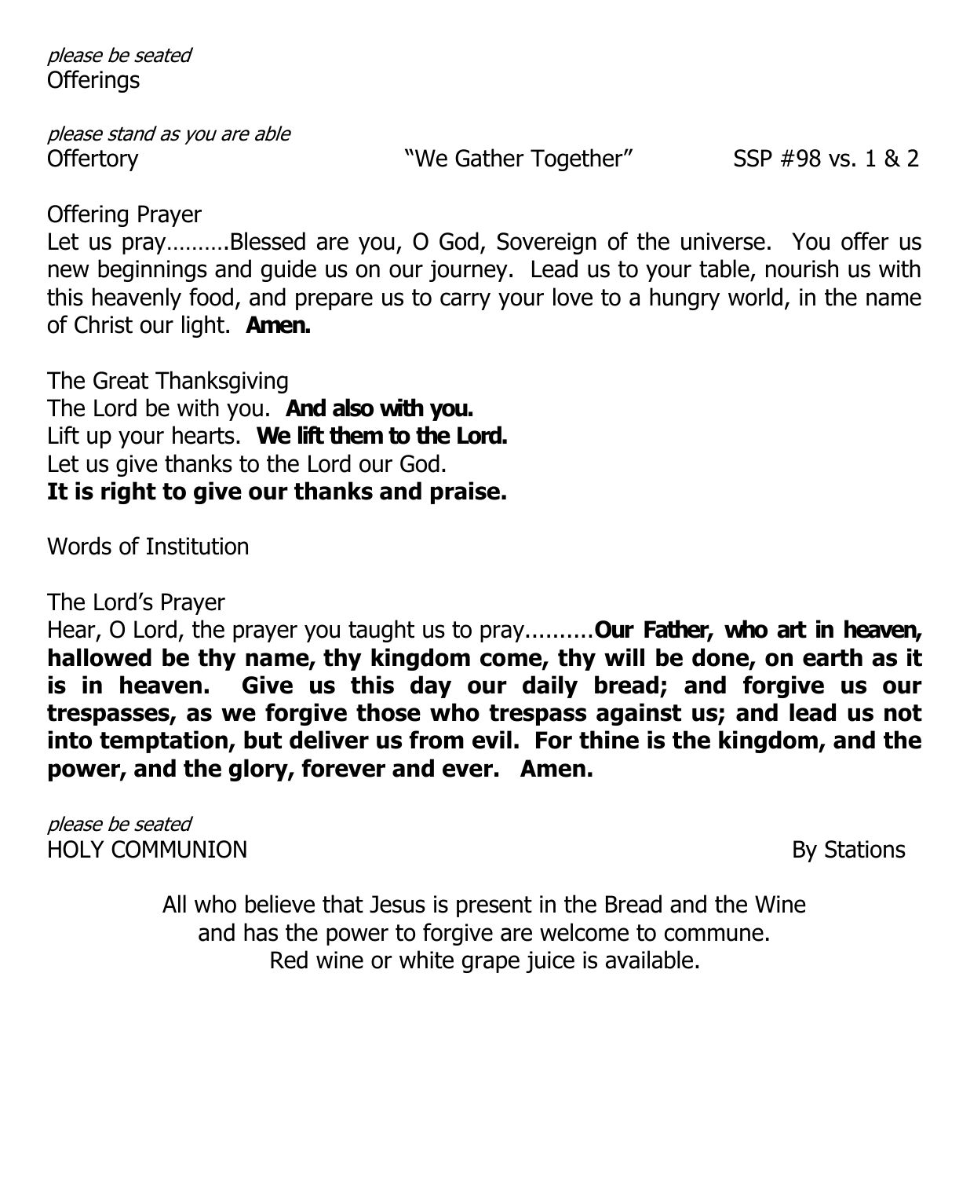*please be seated*
Offerings

*please stand as you are able*
Offertory "We Gather Together" SSP #98 vs. 1 & 2

Offering Prayer
Let us pray……….Blessed are you, O God, Sovereign of the universe. You offer us new beginnings and guide us on our journey. Lead us to your table, nourish us with this heavenly food, and prepare us to carry your love to a hungry world, in the name of Christ our light. **Amen.**

The Great Thanksgiving
The Lord be with you. **And also with you.**
Lift up your hearts. **We lift them to the Lord.**
Let us give thanks to the Lord our God.
**It is right to give our thanks and praise.**

Words of Institution

The Lord's Prayer
Hear, O Lord, the prayer you taught us to pray..........**Our Father, who art in heaven, hallowed be thy name, thy kingdom come, thy will be done, on earth as it is in heaven. Give us this day our daily bread; and forgive us our trespasses, as we forgive those who trespass against us; and lead us not into temptation, but deliver us from evil. For thine is the kingdom, and the power, and the glory, forever and ever. Amen.**

*please be seated*
HOLY COMMUNION By Stations

All who believe that Jesus is present in the Bread and the Wine
and has the power to forgive are welcome to commune.
Red wine or white grape juice is available.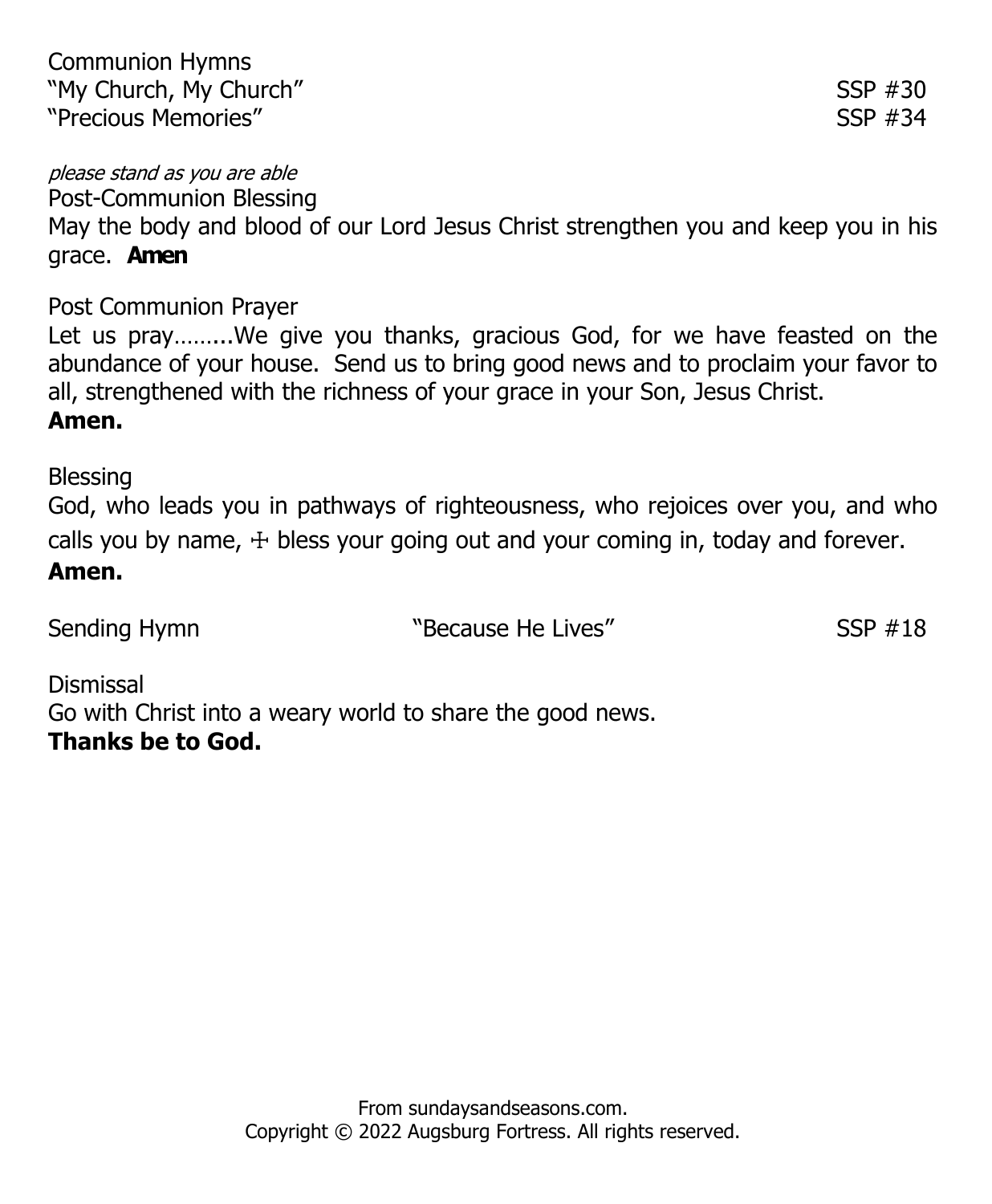Communion Hymns
"My Church, My Church" SSP #30
"Precious Memories" SSP #34

*please stand as you are able*

Post-Communion Blessing

May the body and blood of our Lord Jesus Christ strengthen you and keep you in his grace. **Amen**

Post Communion Prayer

Let us pray……...We give you thanks, gracious God, for we have feasted on the abundance of your house. Send us to bring good news and to proclaim your favor to all, strengthened with the richness of your grace in your Son, Jesus Christ.
**Amen.**

Blessing

God, who leads you in pathways of righteousness, who rejoices over you, and who calls you by name, ☩ bless your going out and your coming in, today and forever.
**Amen.**

Sending Hymn "Because He Lives" SSP #18

Dismissal

Go with Christ into a weary world to share the good news.
**Thanks be to God.**

From sundaysandseasons.com.
Copyright © 2022 Augsburg Fortress. All rights reserved.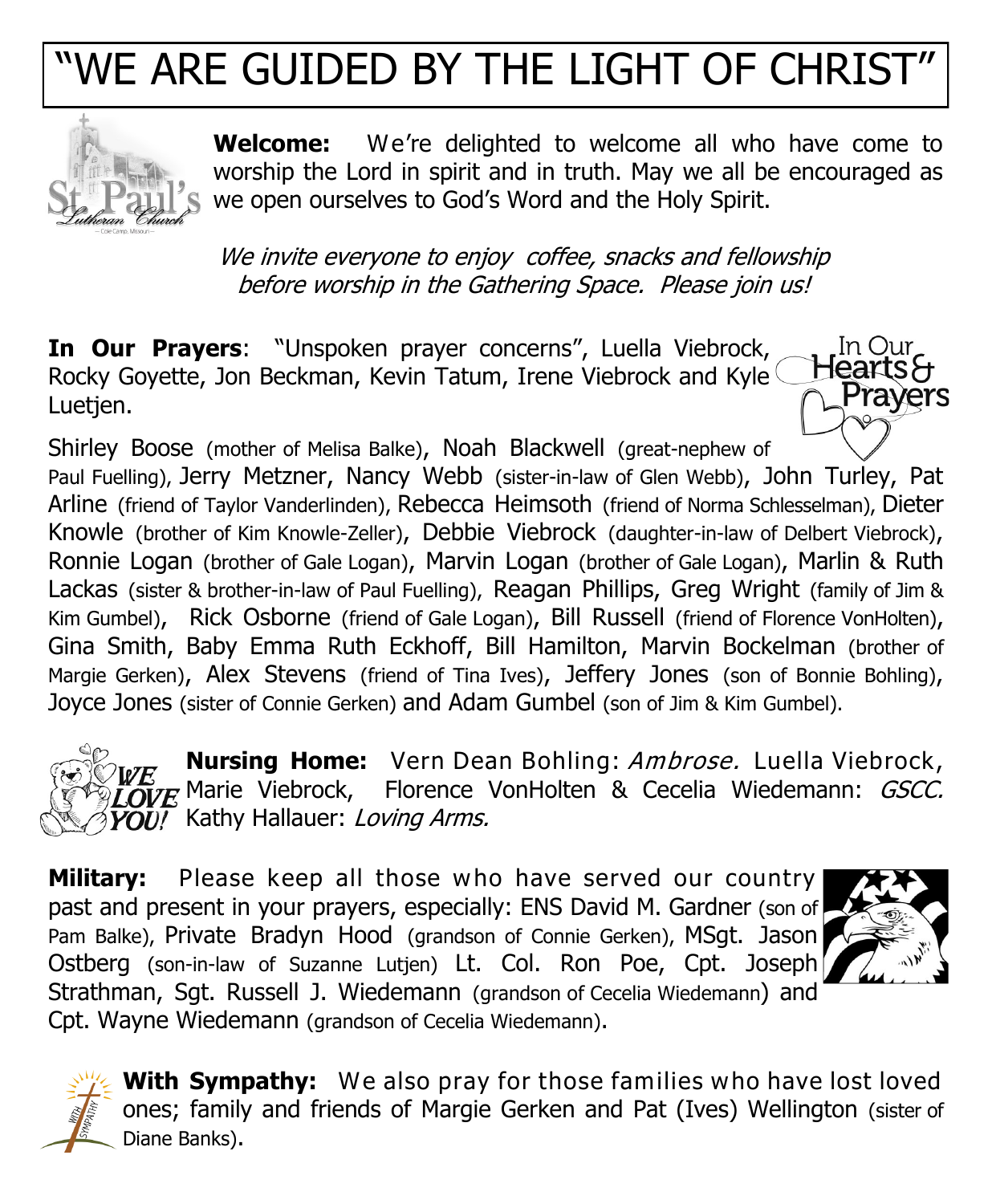# "WE ARE GUIDED BY THE LIGHT OF CHRIST"

**Welcome:** We're delighted to welcome all who have come to worship the Lord in spirit and in truth. May we all be encouraged as we open ourselves to God's Word and the Holy Spirit.

*We invite everyone to enjoy coffee, snacks and fellowship before worship in the Gathering Space. Please join us!*

**In Our Prayers**: "Unspoken prayer concerns", Luella Viebrock, Rocky Goyette, Jon Beckman, Kevin Tatum, Irene Viebrock and Kyle Luetjen.

Shirley Boose (mother of Melisa Balke), Noah Blackwell (great-nephew of Paul Fuelling), Jerry Metzner, Nancy Webb (sister-in-law of Glen Webb), John Turley, Pat Arline (friend of Taylor Vanderlinden), Rebecca Heimsoth (friend of Norma Schlesselman), Dieter Knowle (brother of Kim Knowle-Zeller), Debbie Viebrock (daughter-in-law of Delbert Viebrock), Ronnie Logan (brother of Gale Logan), Marvin Logan (brother of Gale Logan), Marlin & Ruth Lackas (sister & brother-in-law of Paul Fuelling), Reagan Phillips, Greg Wright (family of Jim & Kim Gumbel), Rick Osborne (friend of Gale Logan), Bill Russell (friend of Florence VonHolten), Gina Smith, Baby Emma Ruth Eckhoff, Bill Hamilton, Marvin Bockelman (brother of Margie Gerken), Alex Stevens (friend of Tina Ives), Jeffery Jones (son of Bonnie Bohling), Joyce Jones (sister of Connie Gerken) and Adam Gumbel (son of Jim & Kim Gumbel).

**Nursing Home:** Vern Dean Bohling: *Ambrose.* Luella Viebrock, Marie Viebrock, Florence VonHolten & Cecelia Wiedemann: *GSCC.* Kathy Hallauer: *Loving Arms.*

**Military:** Please keep all those who have served our country past and present in your prayers, especially: ENS David M. Gardner (son of Pam Balke), Private Bradyn Hood (grandson of Connie Gerken), MSgt. Jason Ostberg (son-in-law of Suzanne Lutjen) Lt. Col. Ron Poe, Cpt. Joseph Strathman, Sgt. Russell J. Wiedemann (grandson of Cecelia Wiedemann) and Cpt. Wayne Wiedemann (grandson of Cecelia Wiedemann).

**With Sympathy:** We also pray for those families who have lost loved ones; family and friends of Margie Gerken and Pat (Ives) Wellington (sister of Diane Banks).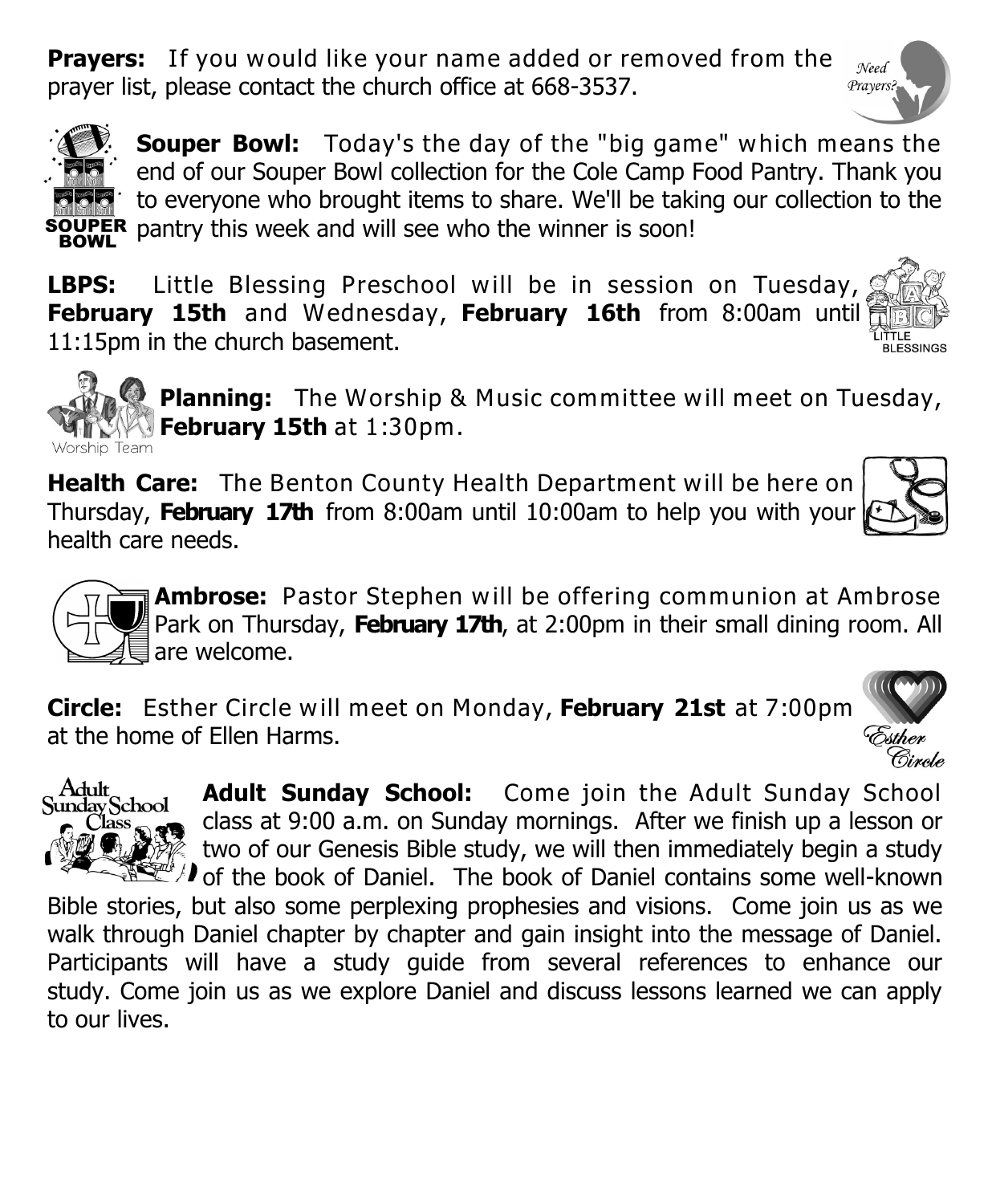**Prayers:** If you would like your name added or removed from the prayer list, please contact the church office at 668-3537.

**Souper Bowl:** Today's the day of the "big game" which means the end of our Souper Bowl collection for the Cole Camp Food Pantry. Thank you to everyone who brought items to share. We'll be taking our collection to the pantry this week and will see who the winner is soon!

**LBPS:** Little Blessing Preschool will be in session on Tuesday, **February 15th** and Wednesday, **February 16th** from 8:00am until 11:15pm in the church basement.

**Planning:** The Worship & Music committee will meet on Tuesday, **February 15th** at 1:30pm.

**Health Care:** The Benton County Health Department will be here on Thursday, **February 17th** from 8:00am until 10:00am to help you with your health care needs.

**Ambrose:** Pastor Stephen will be offering communion at Ambrose Park on Thursday, **February 17th**, at 2:00pm in their small dining room. All are welcome.

**Circle:** Esther Circle will meet on Monday, **February 21st** at 7:00pm at the home of Ellen Harms.

**Adult Sunday School:** Come join the Adult Sunday School class at 9:00 a.m. on Sunday mornings. After we finish up a lesson or two of our Genesis Bible study, we will then immediately begin a study of the book of Daniel. The book of Daniel contains some well-known Bible stories, but also some perplexing prophesies and visions. Come join us as we walk through Daniel chapter by chapter and gain insight into the message of Daniel. Participants will have a study guide from several references to enhance our study. Come join us as we explore Daniel and discuss lessons learned we can apply to our lives.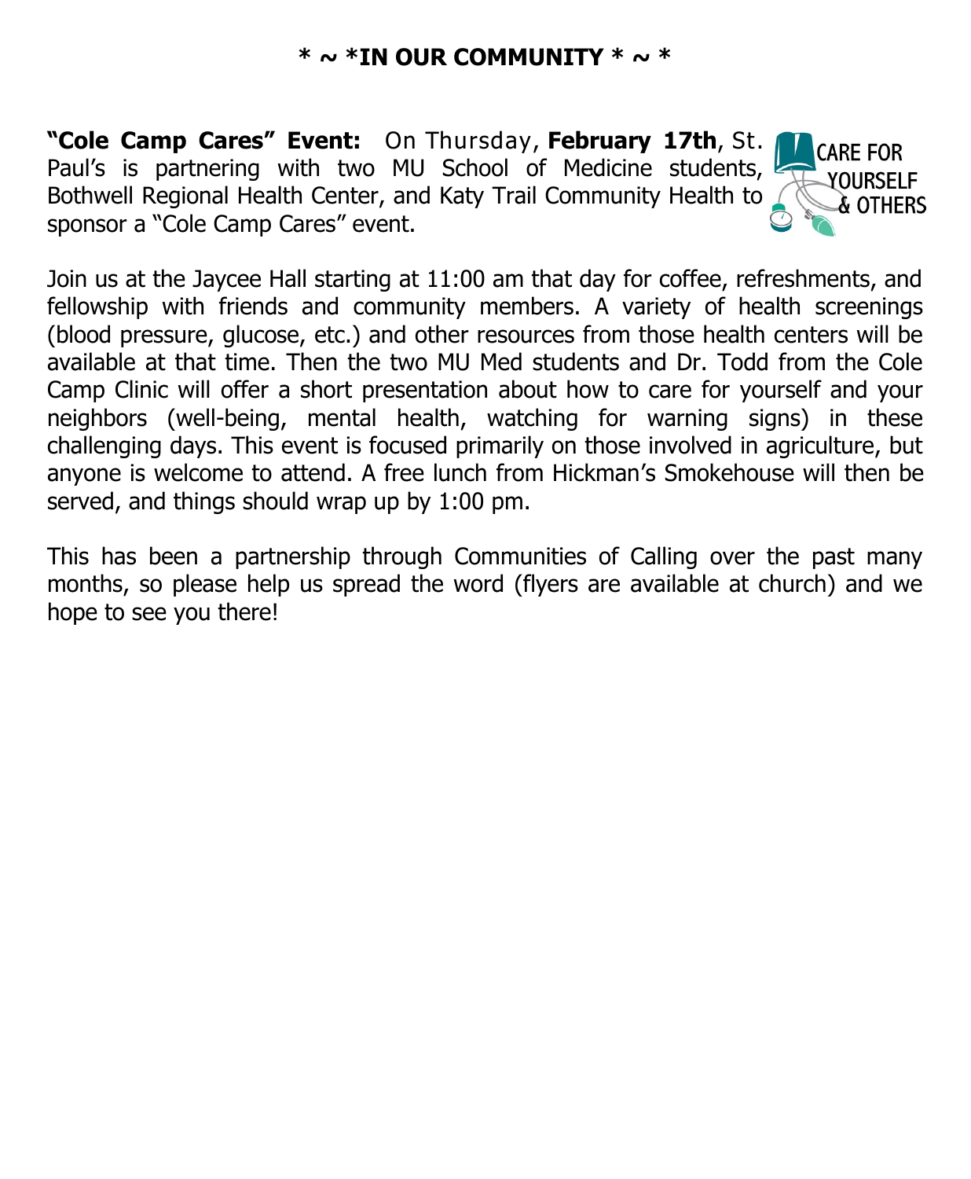## * ~ *IN OUR COMMUNITY * ~ *

**"Cole Camp Cares" Event:** On Thursday, **February 17th**, St. Paul's is partnering with two MU School of Medicine students, Bothwell Regional Health Center, and Katy Trail Community Health to sponsor a "Cole Camp Cares" event.

CARE FOR YOURSELF & OTHERS

Join us at the Jaycee Hall starting at 11:00 am that day for coffee, refreshments, and fellowship with friends and community members. A variety of health screenings (blood pressure, glucose, etc.) and other resources from those health centers will be available at that time. Then the two MU Med students and Dr. Todd from the Cole Camp Clinic will offer a short presentation about how to care for yourself and your neighbors (well-being, mental health, watching for warning signs) in these challenging days. This event is focused primarily on those involved in agriculture, but anyone is welcome to attend. A free lunch from Hickman's Smokehouse will then be served, and things should wrap up by 1:00 pm.

This has been a partnership through Communities of Calling over the past many months, so please help us spread the word (flyers are available at church) and we hope to see you there!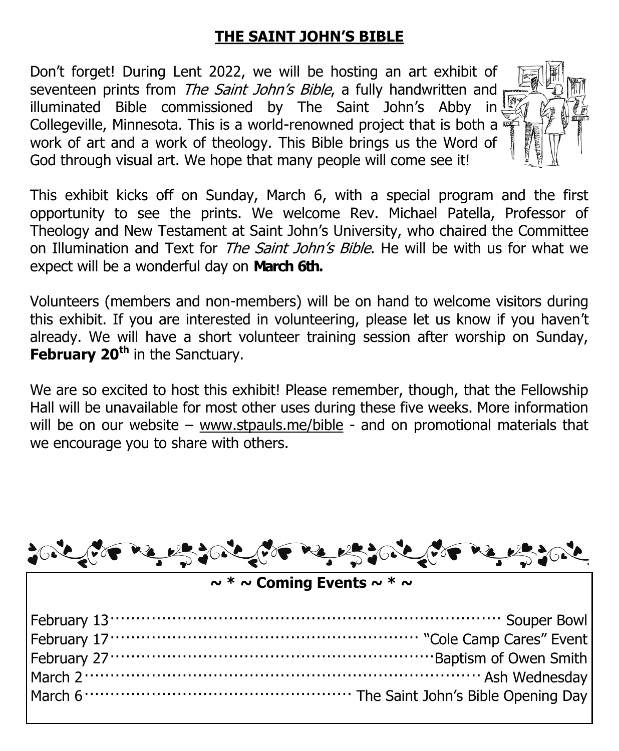## THE SAINT JOHN'S BIBLE

Don't forget! During Lent 2022, we will be hosting an art exhibit of seventeen prints from *The Saint John's Bible*, a fully handwritten and illuminated Bible commissioned by The Saint John's Abby in Collegeville, Minnesota. This is a world-renowned project that is both a work of art and a work of theology. This Bible brings us the Word of God through visual art. We hope that many people will come see it!

This exhibit kicks off on Sunday, March 6, with a special program and the first opportunity to see the prints. We welcome Rev. Michael Patella, Professor of Theology and New Testament at Saint John's University, who chaired the Committee on Illumination and Text for *The Saint John's Bible*. He will be with us for what we expect will be a wonderful day on **March 6th.**

Volunteers (members and non-members) will be on hand to welcome visitors during this exhibit. If you are interested in volunteering, please let us know if you haven't already. We will have a short volunteer training session after worship on Sunday, **February 20th** in the Sanctuary.

We are so excited to host this exhibit! Please remember, though, that the Fellowship Hall will be unavailable for most other uses during these five weeks. More information will be on our website – www.stpauls.me/bible - and on promotional materials that we encourage you to share with others.

### ~ * ~ Coming Events ~ * ~

February 13 ………… Souper Bowl
February 17 ………… "Cole Camp Cares" Event
February 27 ………… Baptism of Owen Smith
March 2 ………… Ash Wednesday
March 6 ………… The Saint John's Bible Opening Day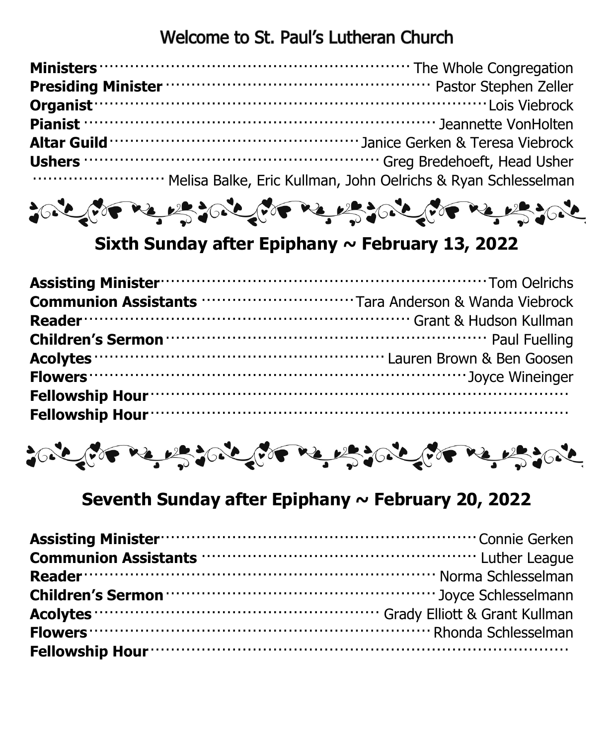## Welcome to St. Paul's Lutheran Church

**Ministers** ··· The Whole Congregation
**Presiding Minister** ··· Pastor Stephen Zeller
**Organist** ··· Lois Viebrock
**Pianist** ··· Jeannette VonHolten
**Altar Guild** ··· Janice Gerken & Teresa Viebrock
**Ushers** ··· Greg Bredehoeft, Head Usher
··· Melisa Balke, Eric Kullman, John Oelrichs & Ryan Schlesselman

## Sixth Sunday after Epiphany ~ February 13, 2022

**Assisting Minister** ··· Tom Oelrichs
**Communion Assistants** ··· Tara Anderson & Wanda Viebrock
**Reader** ··· Grant & Hudson Kullman
**Children's Sermon** ··· Paul Fuelling
**Acolytes** ··· Lauren Brown & Ben Goosen
**Flowers** ··· Joyce Wineinger
**Fellowship Hour** ···
**Fellowship Hour** ···

## Seventh Sunday after Epiphany ~ February 20, 2022

**Assisting Minister** ··· Connie Gerken
**Communion Assistants** ··· Luther League
**Reader** ··· Norma Schlesselman
**Children's Sermon** ··· Joyce Schlesselmann
**Acolytes** ··· Grady Elliott & Grant Kullman
**Flowers** ··· Rhonda Schlesselman
**Fellowship Hour** ···